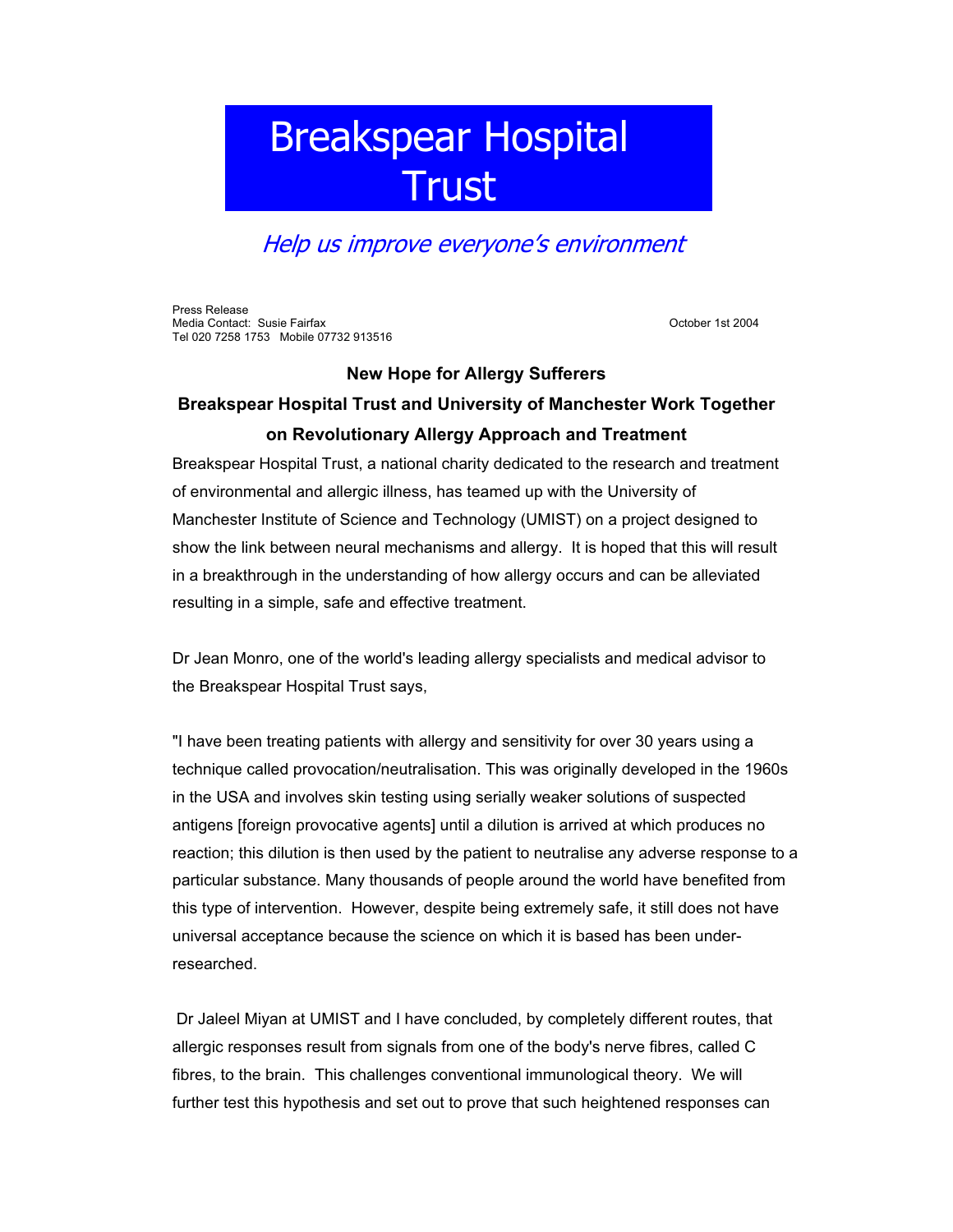# Breakspear Hospital Trust

*Help us improve everyone's environment*

Press Release
Media Contact: Susie Fairfax
Tel 020 7258 1753 Mobile 07732 913516

October 1st 2004

## New Hope for Allergy Sufferers

## Breakspear Hospital Trust and University of Manchester Work Together on Revolutionary Allergy Approach and Treatment

Breakspear Hospital Trust, a national charity dedicated to the research and treatment of environmental and allergic illness, has teamed up with the University of Manchester Institute of Science and Technology (UMIST) on a project designed to show the link between neural mechanisms and allergy. It is hoped that this will result in a breakthrough in the understanding of how allergy occurs and can be alleviated resulting in a simple, safe and effective treatment.

Dr Jean Monro, one of the world's leading allergy specialists and medical advisor to the Breakspear Hospital Trust says,

"I have been treating patients with allergy and sensitivity for over 30 years using a technique called provocation/neutralisation. This was originally developed in the 1960s in the USA and involves skin testing using serially weaker solutions of suspected antigens [foreign provocative agents] until a dilution is arrived at which produces no reaction; this dilution is then used by the patient to neutralise any adverse response to a particular substance. Many thousands of people around the world have benefited from this type of intervention. However, despite being extremely safe, it still does not have universal acceptance because the science on which it is based has been under-researched.

Dr Jaleel Miyan at UMIST and I have concluded, by completely different routes, that allergic responses result from signals from one of the body's nerve fibres, called C fibres, to the brain. This challenges conventional immunological theory. We will further test this hypothesis and set out to prove that such heightened responses can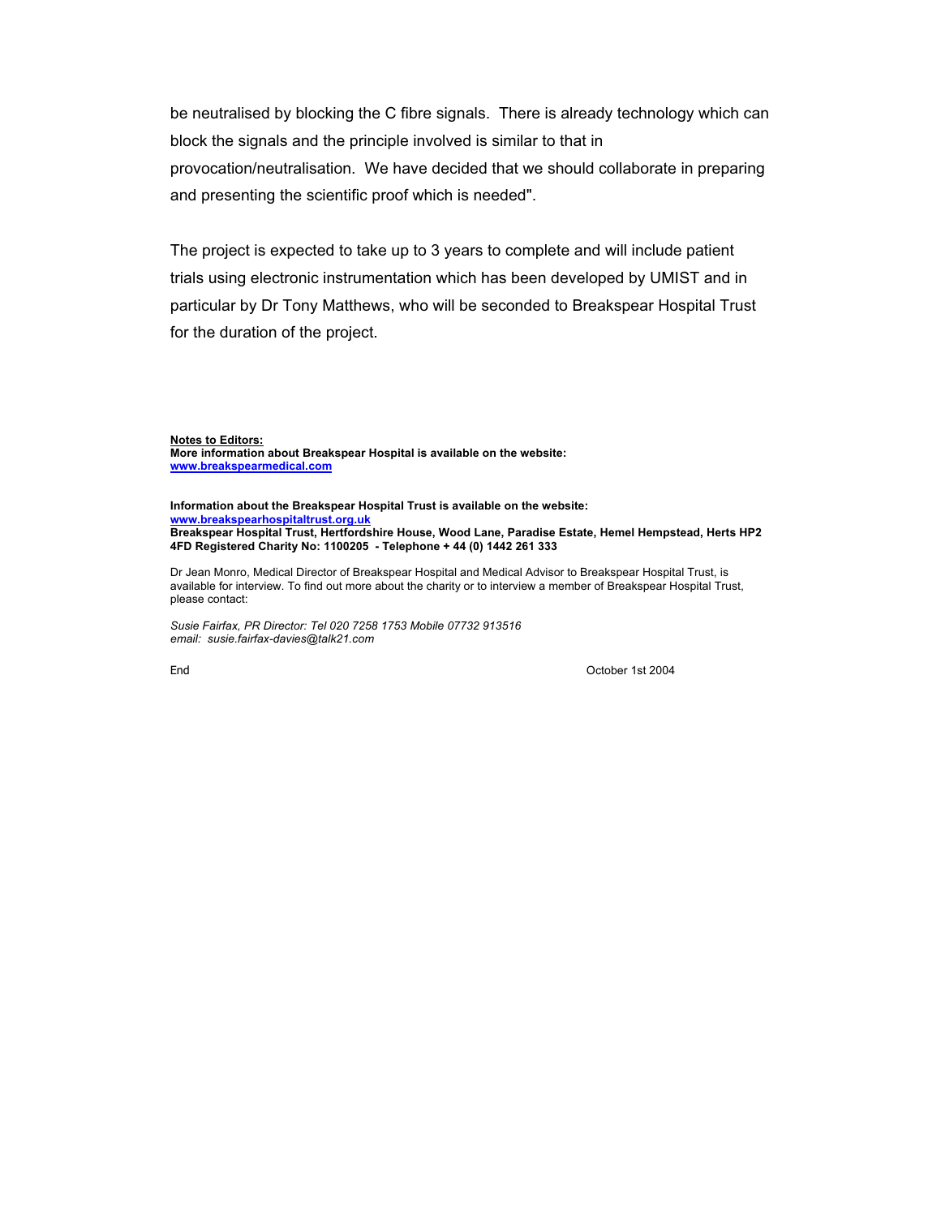be neutralised by blocking the C fibre signals. There is already technology which can block the signals and the principle involved is similar to that in provocation/neutralisation. We have decided that we should collaborate in preparing and presenting the scientific proof which is needed".

The project is expected to take up to 3 years to complete and will include patient trials using electronic instrumentation which has been developed by UMIST and in particular by Dr Tony Matthews, who will be seconded to Breakspear Hospital Trust for the duration of the project.

**Notes to Editors:**
**More information about Breakspear Hospital is available on the website:**
**www.breakspearmedical.com**

**Information about the Breakspear Hospital Trust is available on the website:**
**www.breakspearhospitaltrust.org.uk**
**Breakspear Hospital Trust, Hertfordshire House, Wood Lane, Paradise Estate, Hemel Hempstead, Herts HP2 4FD Registered Charity No: 1100205 - Telephone + 44 (0) 1442 261 333**

Dr Jean Monro, Medical Director of Breakspear Hospital and Medical Advisor to Breakspear Hospital Trust, is available for interview. To find out more about the charity or to interview a member of Breakspear Hospital Trust, please contact:

*Susie Fairfax, PR Director: Tel 020 7258 1753 Mobile 07732 913516*
*email: susie.fairfax-davies@talk21.com*

End October 1st 2004